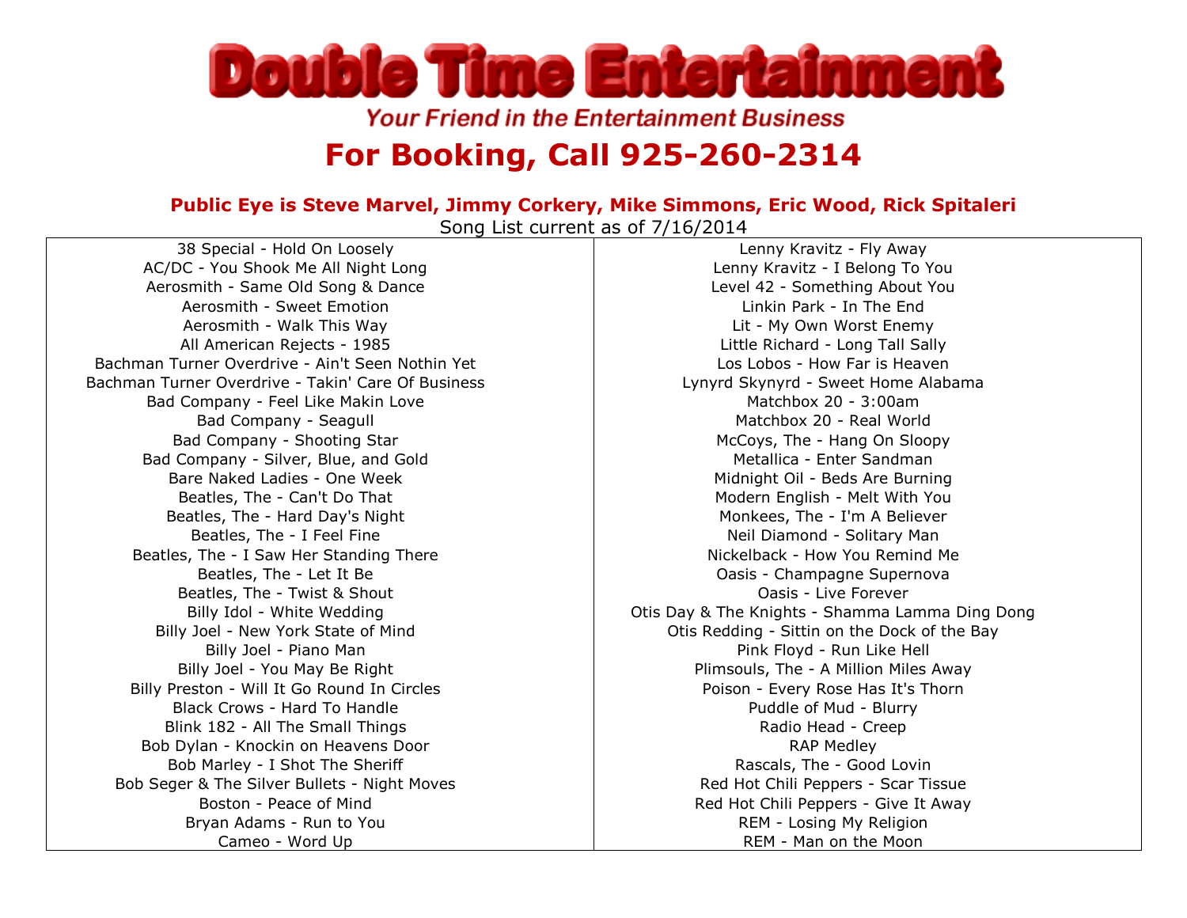# Double Time Entertainment

*Your Friend in the Entertainment Business*

## For Booking, Call 925-260-2314

**Public Eye is Steve Marvel, Jimmy Corkery, Mike Simmons, Eric Wood, Rick Spitaleri**

Song List current as of 7/16/2014

38 Special - Hold On Loosely
AC/DC - You Shook Me All Night Long
Aerosmith - Same Old Song & Dance
Aerosmith - Sweet Emotion
Aerosmith - Walk This Way
All American Rejects - 1985
Bachman Turner Overdrive - Ain't Seen Nothin Yet
Bachman Turner Overdrive - Takin' Care Of Business
Bad Company - Feel Like Makin Love
Bad Company - Seagull
Bad Company - Shooting Star
Bad Company - Silver, Blue, and Gold
Bare Naked Ladies - One Week
Beatles, The - Can't Do That
Beatles, The - Hard Day's Night
Beatles, The - I Feel Fine
Beatles, The - I Saw Her Standing There
Beatles, The - Let It Be
Beatles, The - Twist & Shout
Billy Idol - White Wedding
Billy Joel - New York State of Mind
Billy Joel - Piano Man
Billy Joel - You May Be Right
Billy Preston - Will It Go Round In Circles
Black Crows - Hard To Handle
Blink 182 - All The Small Things
Bob Dylan - Knockin on Heavens Door
Bob Marley - I Shot The Sheriff
Bob Seger & The Silver Bullets - Night Moves
Boston - Peace of Mind
Bryan Adams - Run to You
Cameo - Word Up
Lenny Kravitz - Fly Away
Lenny Kravitz - I Belong To You
Level 42 - Something About You
Linkin Park - In The End
Lit - My Own Worst Enemy
Little Richard - Long Tall Sally
Los Lobos - How Far is Heaven
Lynyrd Skynyrd - Sweet Home Alabama
Matchbox 20 - 3:00am
Matchbox 20 - Real World
McCoys, The - Hang On Sloopy
Metallica - Enter Sandman
Midnight Oil - Beds Are Burning
Modern English - Melt With You
Monkees, The - I'm A Believer
Neil Diamond - Solitary Man
Nickelback - How You Remind Me
Oasis - Champagne Supernova
Oasis - Live Forever
Otis Day & The Knights - Shamma Lamma Ding Dong
Otis Redding - Sittin on the Dock of the Bay
Pink Floyd - Run Like Hell
Plimsouls, The - A Million Miles Away
Poison - Every Rose Has It's Thorn
Puddle of Mud - Blurry
Radio Head - Creep
RAP Medley
Rascals, The - Good Lovin
Red Hot Chili Peppers - Scar Tissue
Red Hot Chili Peppers - Give It Away
REM - Losing My Religion
REM - Man on the Moon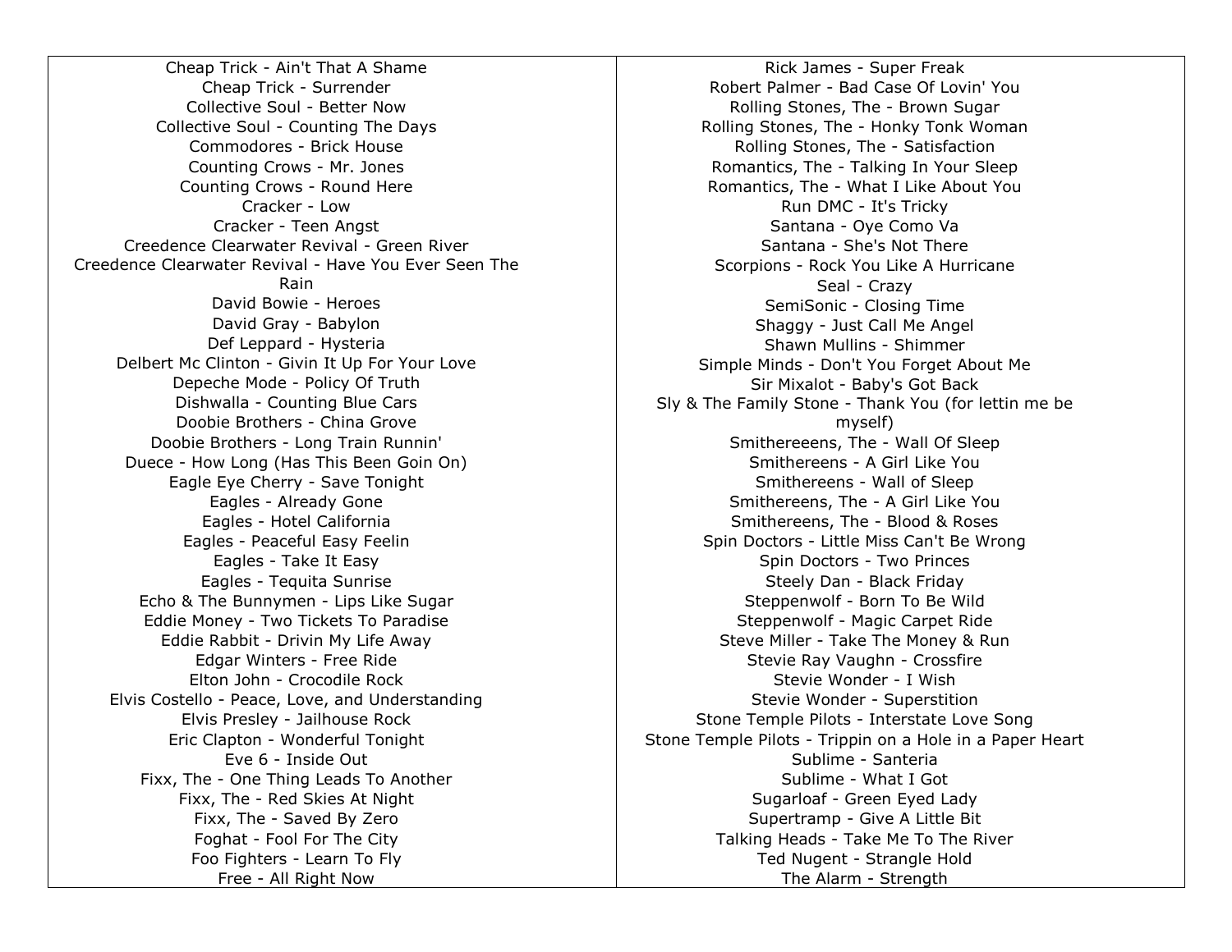| | |
|---|---|
| Cheap Trick - Ain't That A Shame | Rick James - Super Freak |
| Cheap Trick - Surrender | Robert Palmer - Bad Case Of Lovin' You |
| Collective Soul - Better Now | Rolling Stones, The - Brown Sugar |
| Collective Soul - Counting The Days | Rolling Stones, The - Honky Tonk Woman |
| Commodores - Brick House | Rolling Stones, The - Satisfaction |
| Counting Crows - Mr. Jones | Romantics, The - Talking In Your Sleep |
| Counting Crows - Round Here | Romantics, The - What I Like About You |
| Cracker - Low | Run DMC - It's Tricky |
| Cracker - Teen Angst | Santana - Oye Como Va |
| Creedence Clearwater Revival - Green River | Santana - She's Not There |
| Creedence Clearwater Revival - Have You Ever Seen The Rain | Scorpions - Rock You Like A Hurricane |
| | Seal - Crazy |
| David Bowie - Heroes | SemiSonic - Closing Time |
| David Gray - Babylon | Shaggy - Just Call Me Angel |
| Def Leppard - Hysteria | Shawn Mullins - Shimmer |
| Delbert Mc Clinton - Givin It Up For Your Love | Simple Minds - Don't You Forget About Me |
| Depeche Mode - Policy Of Truth | Sir Mixalot - Baby's Got Back |
| Dishwalla - Counting Blue Cars | Sly & The Family Stone - Thank You (for lettin me be myself) |
| Doobie Brothers - China Grove | |
| Doobie Brothers - Long Train Runnin' | Smithereeens, The - Wall Of Sleep |
| Duece - How Long (Has This Been Goin On) | Smithereens - A Girl Like You |
| Eagle Eye Cherry - Save Tonight | Smithereens - Wall of Sleep |
| Eagles - Already Gone | Smithereens, The - A Girl Like You |
| Eagles - Hotel California | Smithereens, The - Blood & Roses |
| Eagles - Peaceful Easy Feelin | Spin Doctors - Little Miss Can't Be Wrong |
| Eagles - Take It Easy | Spin Doctors - Two Princes |
| Eagles - Tequita Sunrise | Steely Dan - Black Friday |
| Echo & The Bunnymen - Lips Like Sugar | Steppenwolf - Born To Be Wild |
| Eddie Money - Two Tickets To Paradise | Steppenwolf - Magic Carpet Ride |
| Eddie Rabbit - Drivin My Life Away | Steve Miller - Take The Money & Run |
| Edgar Winters - Free Ride | Stevie Ray Vaughn - Crossfire |
| Elton John - Crocodile Rock | Stevie Wonder - I Wish |
| Elvis Costello - Peace, Love, and Understanding | Stevie Wonder - Superstition |
| Elvis Presley - Jailhouse Rock | Stone Temple Pilots - Interstate Love Song |
| Eric Clapton - Wonderful Tonight | Stone Temple Pilots - Trippin on a Hole in a Paper Heart |
| Eve 6 - Inside Out | Sublime - Santeria |
| Fixx, The - One Thing Leads To Another | Sublime - What I Got |
| Fixx, The - Red Skies At Night | Sugarloaf - Green Eyed Lady |
| Fixx, The - Saved By Zero | Supertramp - Give A Little Bit |
| Foghat - Fool For The City | Talking Heads - Take Me To The River |
| Foo Fighters - Learn To Fly | Ted Nugent - Strangle Hold |
| Free - All Right Now | The Alarm - Strength |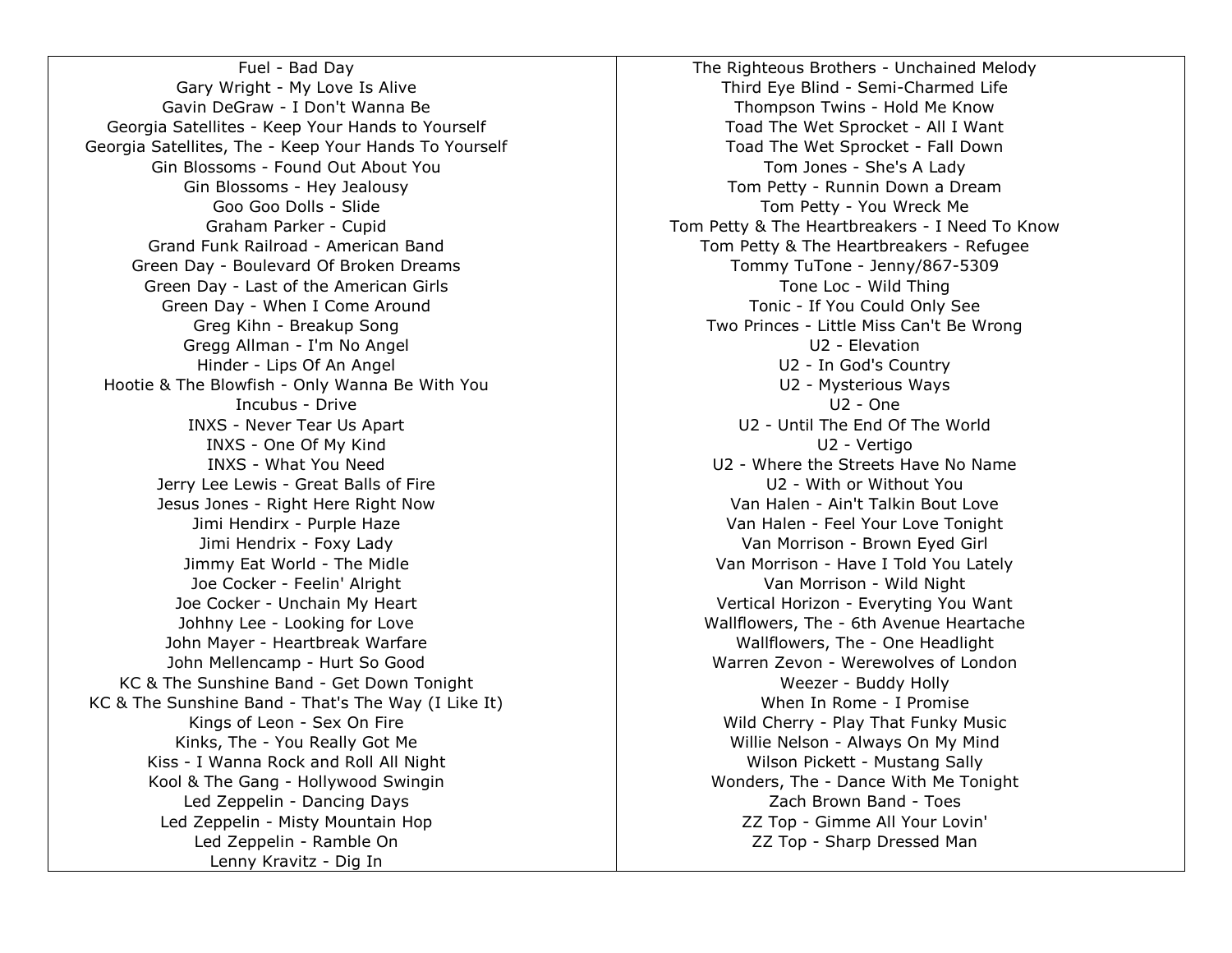| | |
|---|---|
| Fuel - Bad Day | The Righteous Brothers - Unchained Melody |
| Gary Wright - My Love Is Alive | Third Eye Blind - Semi-Charmed Life |
| Gavin DeGraw - I Don't Wanna Be | Thompson Twins - Hold Me Know |
| Georgia Satellites - Keep Your Hands to Yourself | Toad The Wet Sprocket - All I Want |
| Georgia Satellites, The - Keep Your Hands To Yourself | Toad The Wet Sprocket - Fall Down |
| Gin Blossoms - Found Out About You | Tom Jones - She's A Lady |
| Gin Blossoms - Hey Jealousy | Tom Petty - Runnin Down a Dream |
| Goo Goo Dolls - Slide | Tom Petty - You Wreck Me |
| Graham Parker - Cupid | Tom Petty & The Heartbreakers - I Need To Know |
| Grand Funk Railroad - American Band | Tom Petty & The Heartbreakers - Refugee |
| Green Day - Boulevard Of Broken Dreams | Tommy TuTone - Jenny/867-5309 |
| Green Day - Last of the American Girls | Tone Loc - Wild Thing |
| Green Day - When I Come Around | Tonic - If You Could Only See |
| Greg Kihn - Breakup Song | Two Princes - Little Miss Can't Be Wrong |
| Gregg Allman - I'm No Angel | U2 - Elevation |
| Hinder - Lips Of An Angel | U2 - In God's Country |
| Hootie & The Blowfish - Only Wanna Be With You | U2 - Mysterious Ways |
| Incubus - Drive | U2 - One |
| INXS - Never Tear Us Apart | U2 - Until The End Of The World |
| INXS - One Of My Kind | U2 - Vertigo |
| INXS - What You Need | U2 - Where the Streets Have No Name |
| Jerry Lee Lewis - Great Balls of Fire | U2 - With or Without You |
| Jesus Jones - Right Here Right Now | Van Halen - Ain't Talkin Bout Love |
| Jimi Hendirx - Purple Haze | Van Halen - Feel Your Love Tonight |
| Jimi Hendrix - Foxy Lady | Van Morrison - Brown Eyed Girl |
| Jimmy Eat World - The Midle | Van Morrison - Have I Told You Lately |
| Joe Cocker - Feelin' Alright | Van Morrison - Wild Night |
| Joe Cocker - Unchain My Heart | Vertical Horizon - Everyting You Want |
| Johhny Lee - Looking for Love | Wallflowers, The - 6th Avenue Heartache |
| John Mayer - Heartbreak Warfare | Wallflowers, The - One Headlight |
| John Mellencamp - Hurt So Good | Warren Zevon - Werewolves of London |
| KC & The Sunshine Band - Get Down Tonight | Weezer - Buddy Holly |
| KC & The Sunshine Band - That's The Way (I Like It) | When In Rome - I Promise |
| Kings of Leon - Sex On Fire | Wild Cherry - Play That Funky Music |
| Kinks, The - You Really Got Me | Willie Nelson - Always On My Mind |
| Kiss - I Wanna Rock and Roll All Night | Wilson Pickett - Mustang Sally |
| Kool & The Gang - Hollywood Swingin | Wonders, The - Dance With Me Tonight |
| Led Zeppelin - Dancing Days | Zach Brown Band - Toes |
| Led Zeppelin - Misty Mountain Hop | ZZ Top - Gimme All Your Lovin' |
| Led Zeppelin - Ramble On | ZZ Top - Sharp Dressed Man |
| Lenny Kravitz - Dig In | |